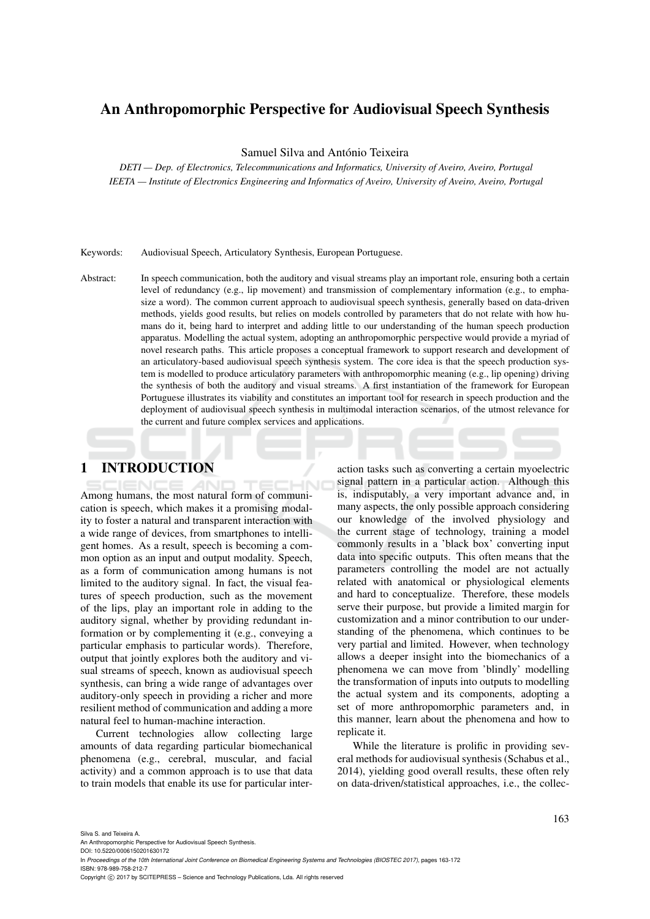# An Anthropomorphic Perspective for Audiovisual Speech Synthesis

Samuel Silva and António Teixeira

*DETI — Dep. of Electronics, Telecommunications and Informatics, University of Aveiro, Aveiro, Portugal*
*IEETA — Institute of Electronics Engineering and Informatics of Aveiro, University of Aveiro, Aveiro, Portugal*

Keywords: Audiovisual Speech, Articulatory Synthesis, European Portuguese.

Abstract: In speech communication, both the auditory and visual streams play an important role, ensuring both a certain level of redundancy (e.g., lip movement) and transmission of complementary information (e.g., to emphasize a word). The common current approach to audiovisual speech synthesis, generally based on data-driven methods, yields good results, but relies on models controlled by parameters that do not relate with how humans do it, being hard to interpret and adding little to our understanding of the human speech production apparatus. Modelling the actual system, adopting an anthropomorphic perspective would provide a myriad of novel research paths. This article proposes a conceptual framework to support research and development of an articulatory-based audiovisual speech synthesis system. The core idea is that the speech production system is modelled to produce articulatory parameters with anthropomorphic meaning (e.g., lip opening) driving the synthesis of both the auditory and visual streams. A first instantiation of the framework for European Portuguese illustrates its viability and constitutes an important tool for research in speech production and the deployment of audiovisual speech synthesis in multimodal interaction scenarios, of the utmost relevance for the current and future complex services and applications.

## 1 INTRODUCTION

Among humans, the most natural form of communication is speech, which makes it a promising modality to foster a natural and transparent interaction with a wide range of devices, from smartphones to intelligent homes. As a result, speech is becoming a common option as an input and output modality. Speech, as a form of communication among humans is not limited to the auditory signal. In fact, the visual features of speech production, such as the movement of the lips, play an important role in adding to the auditory signal, whether by providing redundant information or by complementing it (e.g., conveying a particular emphasis to particular words). Therefore, output that jointly explores both the auditory and visual streams of speech, known as audiovisual speech synthesis, can bring a wide range of advantages over auditory-only speech in providing a richer and more resilient method of communication and adding a more natural feel to human-machine interaction.

Current technologies allow collecting large amounts of data regarding particular biomechanical phenomena (e.g., cerebral, muscular, and facial activity) and a common approach is to use that data to train models that enable its use for particular interaction tasks such as converting a certain myoelectric signal pattern in a particular action. Although this is, indisputably, a very important advance and, in many aspects, the only possible approach considering our knowledge of the involved physiology and the current stage of technology, training a model commonly results in a 'black box' converting input data into specific outputs. This often means that the parameters controlling the model are not actually related with anatomical or physiological elements and hard to conceptualize. Therefore, these models serve their purpose, but provide a limited margin for customization and a minor contribution to our understanding of the phenomena, which continues to be very partial and limited. However, when technology allows a deeper insight into the biomechanics of a phenomena we can move from 'blindly' modelling the transformation of inputs into outputs to modelling the actual system and its components, adopting a set of more anthropomorphic parameters and, in this manner, learn about the phenomena and how to replicate it.

While the literature is prolific in providing several methods for audiovisual synthesis (Schabus et al., 2014), yielding good overall results, these often rely on data-driven/statistical approaches, i.e., the collec-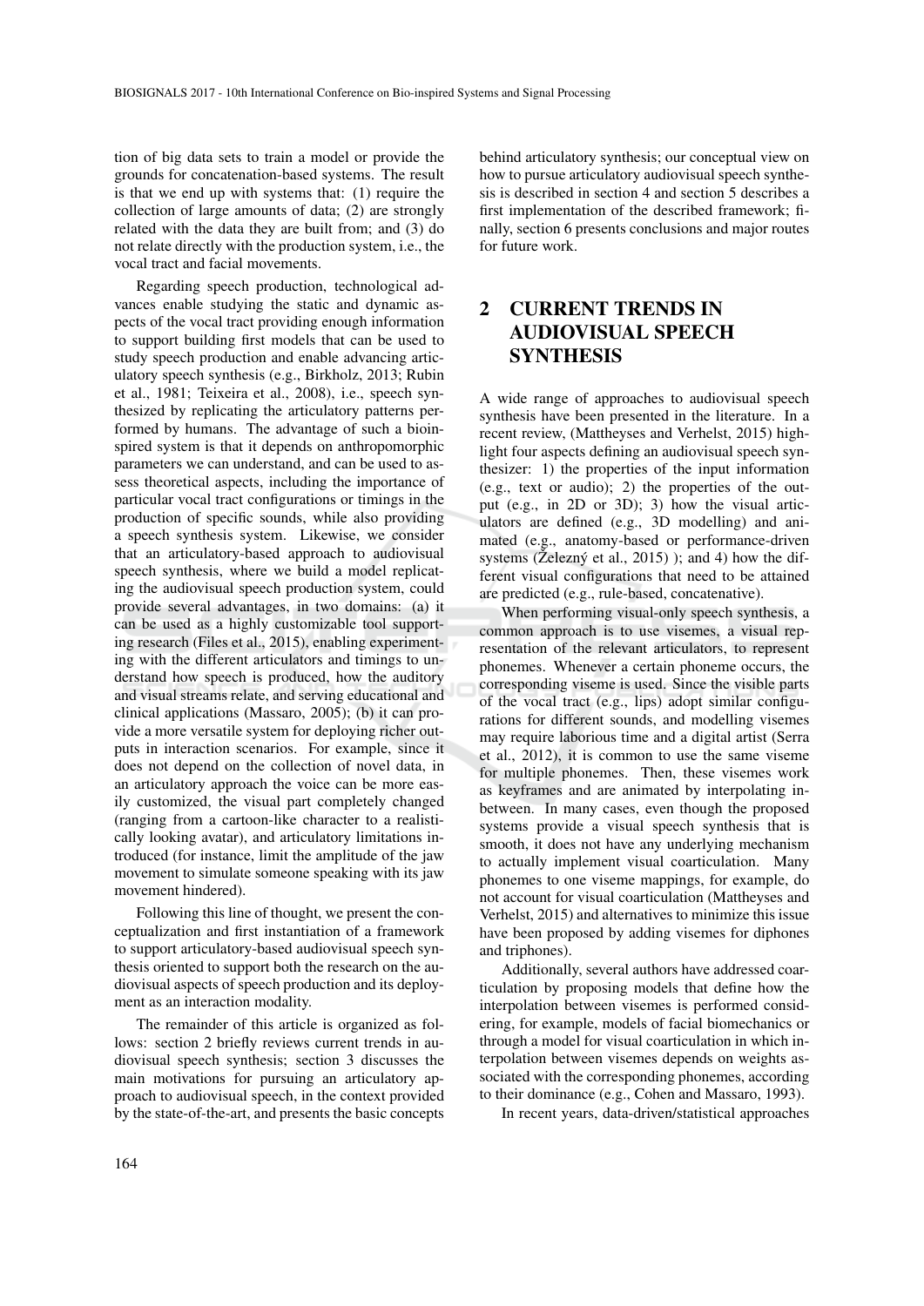tion of big data sets to train a model or provide the grounds for concatenation-based systems. The result is that we end up with systems that: (1) require the collection of large amounts of data; (2) are strongly related with the data they are built from; and (3) do not relate directly with the production system, i.e., the vocal tract and facial movements.

Regarding speech production, technological advances enable studying the static and dynamic aspects of the vocal tract providing enough information to support building first models that can be used to study speech production and enable advancing articulatory speech synthesis (e.g., Birkholz, 2013; Rubin et al., 1981; Teixeira et al., 2008), i.e., speech synthesized by replicating the articulatory patterns performed by humans. The advantage of such a bioinspired system is that it depends on anthropomorphic parameters we can understand, and can be used to assess theoretical aspects, including the importance of particular vocal tract configurations or timings in the production of specific sounds, while also providing a speech synthesis system. Likewise, we consider that an articulatory-based approach to audiovisual speech synthesis, where we build a model replicating the audiovisual speech production system, could provide several advantages, in two domains: (a) it can be used as a highly customizable tool supporting research (Files et al., 2015), enabling experimenting with the different articulators and timings to understand how speech is produced, how the auditory and visual streams relate, and serving educational and clinical applications (Massaro, 2005); (b) it can provide a more versatile system for deploying richer outputs in interaction scenarios. For example, since it does not depend on the collection of novel data, in an articulatory approach the voice can be more easily customized, the visual part completely changed (ranging from a cartoon-like character to a realistically looking avatar), and articulatory limitations introduced (for instance, limit the amplitude of the jaw movement to simulate someone speaking with its jaw movement hindered).

Following this line of thought, we present the conceptualization and first instantiation of a framework to support articulatory-based audiovisual speech synthesis oriented to support both the research on the audiovisual aspects of speech production and its deployment as an interaction modality.

The remainder of this article is organized as follows: section 2 briefly reviews current trends in audiovisual speech synthesis; section 3 discusses the main motivations for pursuing an articulatory approach to audiovisual speech, in the context provided by the state-of-the-art, and presents the basic concepts behind articulatory synthesis; our conceptual view on how to pursue articulatory audiovisual speech synthesis is described in section 4 and section 5 describes a first implementation of the described framework; finally, section 6 presents conclusions and major routes for future work.

## 2 CURRENT TRENDS IN AUDIOVISUAL SPEECH SYNTHESIS

A wide range of approaches to audiovisual speech synthesis have been presented in the literature. In a recent review, (Mattheyses and Verhelst, 2015) highlight four aspects defining an audiovisual speech synthesizer: 1) the properties of the input information (e.g., text or audio); 2) the properties of the output (e.g., in 2D or 3D); 3) how the visual articulators are defined (e.g., 3D modelling) and animated (e.g., anatomy-based or performance-driven systems (Železný et al., 2015) ); and 4) how the different visual configurations that need to be attained are predicted (e.g., rule-based, concatenative).

When performing visual-only speech synthesis, a common approach is to use visemes, a visual representation of the relevant articulators, to represent phonemes. Whenever a certain phoneme occurs, the corresponding viseme is used. Since the visible parts of the vocal tract (e.g., lips) adopt similar configurations for different sounds, and modelling visemes may require laborious time and a digital artist (Serra et al., 2012), it is common to use the same viseme for multiple phonemes. Then, these visemes work as keyframes and are animated by interpolating in-between. In many cases, even though the proposed systems provide a visual speech synthesis that is smooth, it does not have any underlying mechanism to actually implement visual coarticulation. Many phonemes to one viseme mappings, for example, do not account for visual coarticulation (Mattheyses and Verhelst, 2015) and alternatives to minimize this issue have been proposed by adding visemes for diphones and triphones).

Additionally, several authors have addressed coarticulation by proposing models that define how the interpolation between visemes is performed considering, for example, models of facial biomechanics or through a model for visual coarticulation in which interpolation between visemes depends on weights associated with the corresponding phonemes, according to their dominance (e.g., Cohen and Massaro, 1993).

In recent years, data-driven/statistical approaches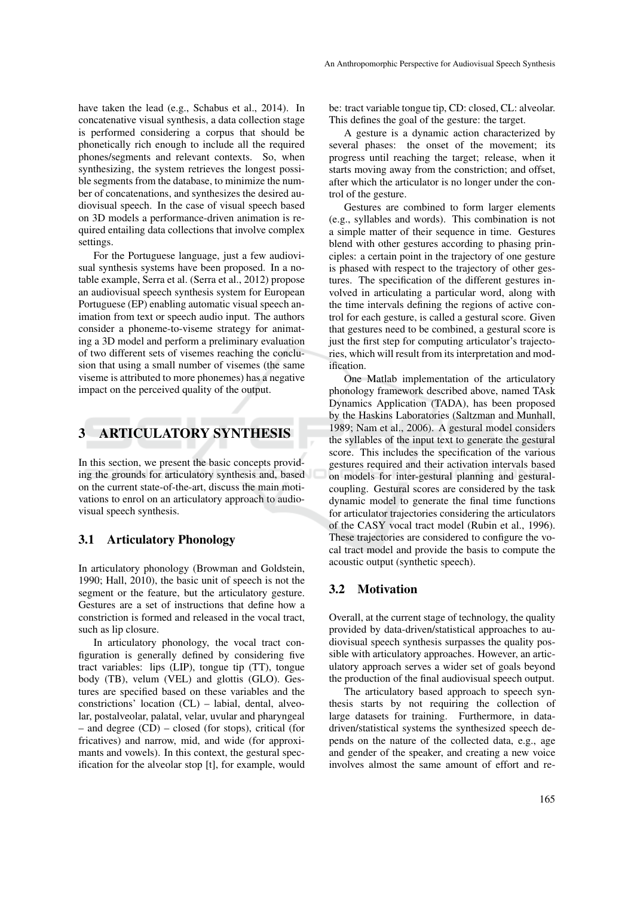have taken the lead (e.g., Schabus et al., 2014). In concatenative visual synthesis, a data collection stage is performed considering a corpus that should be phonetically rich enough to include all the required phones/segments and relevant contexts. So, when synthesizing, the system retrieves the longest possible segments from the database, to minimize the number of concatenations, and synthesizes the desired audiovisual speech. In the case of visual speech based on 3D models a performance-driven animation is required entailing data collections that involve complex settings.

For the Portuguese language, just a few audiovisual synthesis systems have been proposed. In a notable example, Serra et al. (Serra et al., 2012) propose an audiovisual speech synthesis system for European Portuguese (EP) enabling automatic visual speech animation from text or speech audio input. The authors consider a phoneme-to-viseme strategy for animating a 3D model and perform a preliminary evaluation of two different sets of visemes reaching the conclusion that using a small number of visemes (the same viseme is attributed to more phonemes) has a negative impact on the perceived quality of the output.

## 3 ARTICULATORY SYNTHESIS

In this section, we present the basic concepts providing the grounds for articulatory synthesis and, based on the current state-of-the-art, discuss the main motivations to enrol on an articulatory approach to audiovisual speech synthesis.

### 3.1 Articulatory Phonology

In articulatory phonology (Browman and Goldstein, 1990; Hall, 2010), the basic unit of speech is not the segment or the feature, but the articulatory gesture. Gestures are a set of instructions that define how a constriction is formed and released in the vocal tract, such as lip closure.

In articulatory phonology, the vocal tract configuration is generally defined by considering five tract variables: lips (LIP), tongue tip (TT), tongue body (TB), velum (VEL) and glottis (GLO). Gestures are specified based on these variables and the constrictions' location (CL) – labial, dental, alveolar, postalveolar, palatal, velar, uvular and pharyngeal – and degree (CD) – closed (for stops), critical (for fricatives) and narrow, mid, and wide (for approximants and vowels). In this context, the gestural specification for the alveolar stop [t], for example, would be: tract variable tongue tip, CD: closed, CL: alveolar. This defines the goal of the gesture: the target.

A gesture is a dynamic action characterized by several phases: the onset of the movement; its progress until reaching the target; release, when it starts moving away from the constriction; and offset, after which the articulator is no longer under the control of the gesture.

Gestures are combined to form larger elements (e.g., syllables and words). This combination is not a simple matter of their sequence in time. Gestures blend with other gestures according to phasing principles: a certain point in the trajectory of one gesture is phased with respect to the trajectory of other gestures. The specification of the different gestures involved in articulating a particular word, along with the time intervals defining the regions of active control for each gesture, is called a gestural score. Given that gestures need to be combined, a gestural score is just the first step for computing articulator's trajectories, which will result from its interpretation and modification.

One Matlab implementation of the articulatory phonology framework described above, named TAsk Dynamics Application (TADA), has been proposed by the Haskins Laboratories (Saltzman and Munhall, 1989; Nam et al., 2006). A gestural model considers the syllables of the input text to generate the gestural score. This includes the specification of the various gestures required and their activation intervals based on models for inter-gestural planning and gestural-coupling. Gestural scores are considered by the task dynamic model to generate the final time functions for articulator trajectories considering the articulators of the CASY vocal tract model (Rubin et al., 1996). These trajectories are considered to configure the vocal tract model and provide the basis to compute the acoustic output (synthetic speech).

### 3.2 Motivation

Overall, at the current stage of technology, the quality provided by data-driven/statistical approaches to audiovisual speech synthesis surpasses the quality possible with articulatory approaches. However, an articulatory approach serves a wider set of goals beyond the production of the final audiovisual speech output.

The articulatory based approach to speech synthesis starts by not requiring the collection of large datasets for training. Furthermore, in data-driven/statistical systems the synthesized speech depends on the nature of the collected data, e.g., age and gender of the speaker, and creating a new voice involves almost the same amount of effort and re-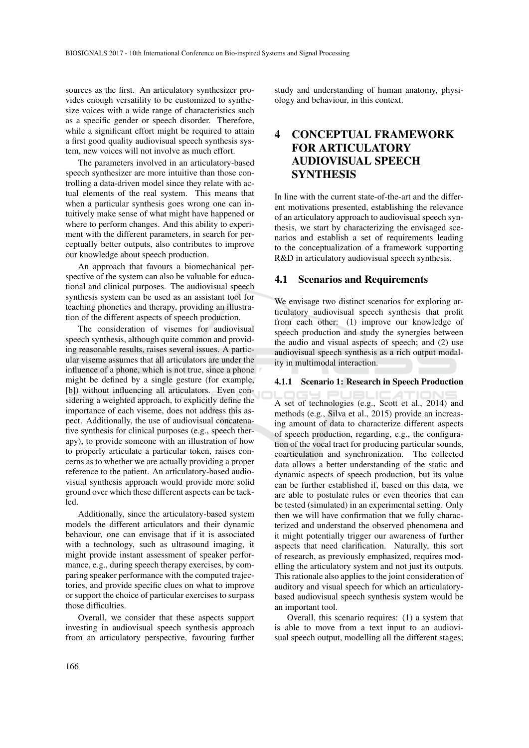sources as the first. An articulatory synthesizer provides enough versatility to be customized to synthesize voices with a wide range of characteristics such as a specific gender or speech disorder. Therefore, while a significant effort might be required to attain a first good quality audiovisual speech synthesis system, new voices will not involve as much effort.

The parameters involved in an articulatory-based speech synthesizer are more intuitive than those controlling a data-driven model since they relate with actual elements of the real system. This means that when a particular synthesis goes wrong one can intuitively make sense of what might have happened or where to perform changes. And this ability to experiment with the different parameters, in search for perceptually better outputs, also contributes to improve our knowledge about speech production.

An approach that favours a biomechanical perspective of the system can also be valuable for educational and clinical purposes. The audiovisual speech synthesis system can be used as an assistant tool for teaching phonetics and therapy, providing an illustration of the different aspects of speech production.

The consideration of visemes for audiovisual speech synthesis, although quite common and providing reasonable results, raises several issues. A particular viseme assumes that all articulators are under the influence of a phone, which is not true, since a phone might be defined by a single gesture (for example, [b]) without influencing all articulators. Even considering a weighted approach, to explicitly define the importance of each viseme, does not address this aspect. Additionally, the use of audiovisual concatenative synthesis for clinical purposes (e.g., speech therapy), to provide someone with an illustration of how to properly articulate a particular token, raises concerns as to whether we are actually providing a proper reference to the patient. An articulatory-based audiovisual synthesis approach would provide more solid ground over which these different aspects can be tackled.

Additionally, since the articulatory-based system models the different articulators and their dynamic behaviour, one can envisage that if it is associated with a technology, such as ultrasound imaging, it might provide instant assessment of speaker performance, e.g., during speech therapy exercises, by comparing speaker performance with the computed trajectories, and provide specific clues on what to improve or support the choice of particular exercises to surpass those difficulties.

Overall, we consider that these aspects support investing in audiovisual speech synthesis approach from an articulatory perspective, favouring further study and understanding of human anatomy, physiology and behaviour, in this context.

# 4 CONCEPTUAL FRAMEWORK FOR ARTICULATORY AUDIOVISUAL SPEECH SYNTHESIS

In line with the current state-of-the-art and the different motivations presented, establishing the relevance of an articulatory approach to audiovisual speech synthesis, we start by characterizing the envisaged scenarios and establish a set of requirements leading to the conceptualization of a framework supporting R&D in articulatory audiovisual speech synthesis.

## 4.1 Scenarios and Requirements

We envisage two distinct scenarios for exploring articulatory audiovisual speech synthesis that profit from each other: (1) improve our knowledge of speech production and study the synergies between the audio and visual aspects of speech; and (2) use audiovisual speech synthesis as a rich output modality in multimodal interaction.

### 4.1.1 Scenario 1: Research in Speech Production

A set of technologies (e.g., Scott et al., 2014) and methods (e.g., Silva et al., 2015) provide an increasing amount of data to characterize different aspects of speech production, regarding, e.g., the configuration of the vocal tract for producing particular sounds, coarticulation and synchronization. The collected data allows a better understanding of the static and dynamic aspects of speech production, but its value can be further established if, based on this data, we are able to postulate rules or even theories that can be tested (simulated) in an experimental setting. Only then we will have confirmation that we fully characterized and understand the observed phenomena and it might potentially trigger our awareness of further aspects that need clarification. Naturally, this sort of research, as previously emphasized, requires modelling the articulatory system and not just its outputs. This rationale also applies to the joint consideration of auditory and visual speech for which an articulatory-based audiovisual speech synthesis system would be an important tool.

Overall, this scenario requires: (1) a system that is able to move from a text input to an audiovisual speech output, modelling all the different stages;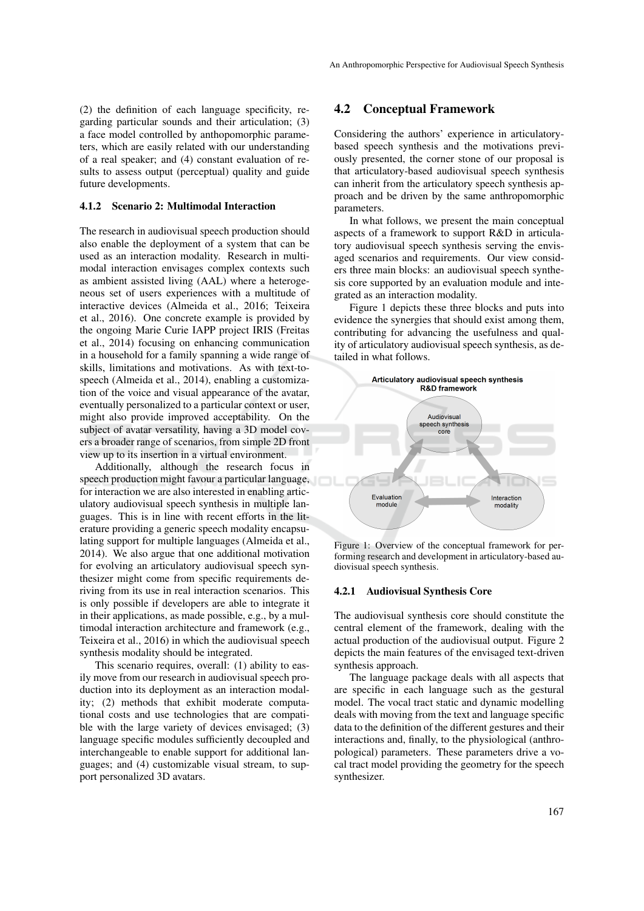(2) the definition of each language specificity, regarding particular sounds and their articulation; (3) a face model controlled by anthopomorphic parameters, which are easily related with our understanding of a real speaker; and (4) constant evaluation of results to assess output (perceptual) quality and guide future developments.

#### 4.1.2 Scenario 2: Multimodal Interaction

The research in audiovisual speech production should also enable the deployment of a system that can be used as an interaction modality. Research in multimodal interaction envisages complex contexts such as ambient assisted living (AAL) where a heterogeneous set of users experiences with a multitude of interactive devices (Almeida et al., 2016; Teixeira et al., 2016). One concrete example is provided by the ongoing Marie Curie IAPP project IRIS (Freitas et al., 2014) focusing on enhancing communication in a household for a family spanning a wide range of skills, limitations and motivations. As with text-to-speech (Almeida et al., 2014), enabling a customization of the voice and visual appearance of the avatar, eventually personalized to a particular context or user, might also provide improved acceptability. On the subject of avatar versatility, having a 3D model covers a broader range of scenarios, from simple 2D front view up to its insertion in a virtual environment.

Additionally, although the research focus in speech production might favour a particular language, for interaction we are also interested in enabling articulatory audiovisual speech synthesis in multiple languages. This is in line with recent efforts in the literature providing a generic speech modality encapsulating support for multiple languages (Almeida et al., 2014). We also argue that one additional motivation for evolving an articulatory audiovisual speech synthesizer might come from specific requirements deriving from its use in real interaction scenarios. This is only possible if developers are able to integrate it in their applications, as made possible, e.g., by a multimodal interaction architecture and framework (e.g., Teixeira et al., 2016) in which the audiovisual speech synthesis modality should be integrated.

This scenario requires, overall: (1) ability to easily move from our research in audiovisual speech production into its deployment as an interaction modality; (2) methods that exhibit moderate computational costs and use technologies that are compatible with the large variety of devices envisaged; (3) language specific modules sufficiently decoupled and interchangeable to enable support for additional languages; and (4) customizable visual stream, to support personalized 3D avatars.

## 4.2 Conceptual Framework

Considering the authors' experience in articulatory-based speech synthesis and the motivations previously presented, the corner stone of our proposal is that articulatory-based audiovisual speech synthesis can inherit from the articulatory speech synthesis approach and be driven by the same anthropomorphic parameters.

In what follows, we present the main conceptual aspects of a framework to support R&D in articulatory audiovisual speech synthesis serving the envisaged scenarios and requirements. Our view considers three main blocks: an audiovisual speech synthesis core supported by an evaluation module and integrated as an interaction modality.

Figure 1 depicts these three blocks and puts into evidence the synergies that should exist among them, contributing for advancing the usefulness and quality of articulatory audiovisual speech synthesis, as detailed in what follows.

Figure 1: Overview of the conceptual framework for performing research and development in articulatory-based audiovisual speech synthesis.

#### 4.2.1 Audiovisual Synthesis Core

The audiovisual synthesis core should constitute the central element of the framework, dealing with the actual production of the audiovisual output. Figure 2 depicts the main features of the envisaged text-driven synthesis approach.

The language package deals with all aspects that are specific in each language such as the gestural model. The vocal tract static and dynamic modelling deals with moving from the text and language specific data to the definition of the different gestures and their interactions and, finally, to the physiological (anthropological) parameters. These parameters drive a vocal tract model providing the geometry for the speech synthesizer.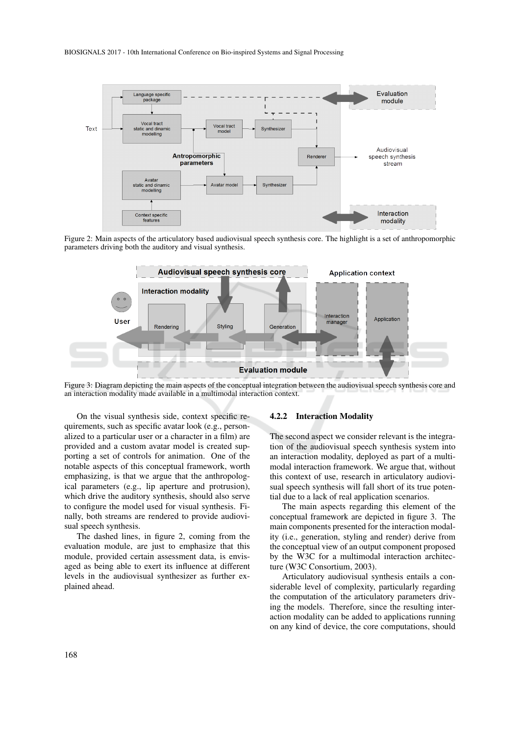Figure 2: Main aspects of the articulatory based audiovisual speech synthesis core. The highlight is a set of anthropomorphic parameters driving both the auditory and visual synthesis.

Figure 3: Diagram depicting the main aspects of the conceptual integration between the audiovisual speech synthesis core and an interaction modality made available in a multimodal interaction context.

On the visual synthesis side, context specific requirements, such as specific avatar look (e.g., personalized to a particular user or a character in a film) are provided and a custom avatar model is created supporting a set of controls for animation. One of the notable aspects of this conceptual framework, worth emphasizing, is that we argue that the anthropological parameters (e.g., lip aperture and protrusion), which drive the auditory synthesis, should also serve to configure the model used for visual synthesis. Finally, both streams are rendered to provide audiovisual speech synthesis.

The dashed lines, in figure 2, coming from the evaluation module, are just to emphasize that this module, provided certain assessment data, is envisaged as being able to exert its influence at different levels in the audiovisual synthesizer as further explained ahead.

#### 4.2.2 Interaction Modality

The second aspect we consider relevant is the integration of the audiovisual speech synthesis system into an interaction modality, deployed as part of a multimodal interaction framework. We argue that, without this context of use, research in articulatory audiovisual speech synthesis will fall short of its true potential due to a lack of real application scenarios.

The main aspects regarding this element of the conceptual framework are depicted in figure 3. The main components presented for the interaction modality (i.e., generation, styling and render) derive from the conceptual view of an output component proposed by the W3C for a multimodal interaction architecture (W3C Consortium, 2003).

Articulatory audiovisual synthesis entails a considerable level of complexity, particularly regarding the computation of the articulatory parameters driving the models. Therefore, since the resulting interaction modality can be added to applications running on any kind of device, the core computations, should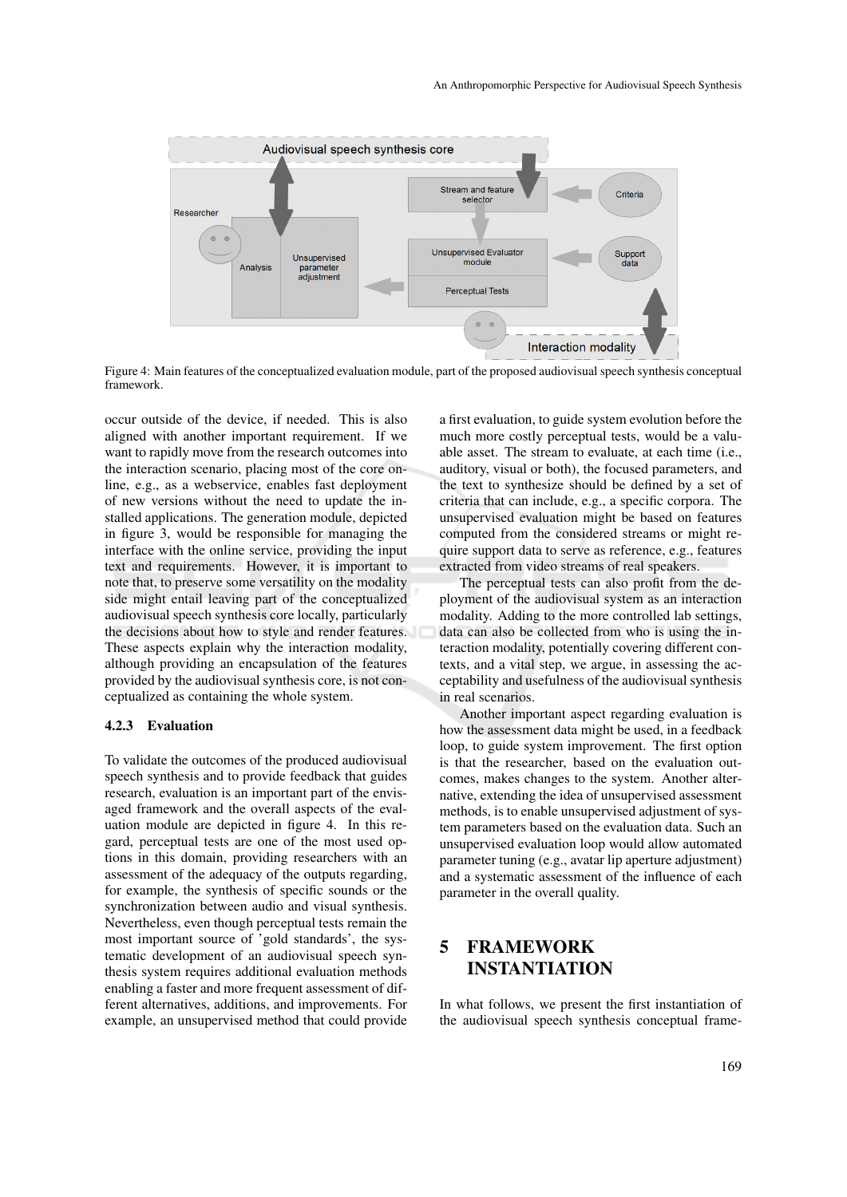Figure 4: Main features of the conceptualized evaluation module, part of the proposed audiovisual speech synthesis conceptual framework.

occur outside of the device, if needed. This is also aligned with another important requirement. If we want to rapidly move from the research outcomes into the interaction scenario, placing most of the core online, e.g., as a webservice, enables fast deployment of new versions without the need to update the installed applications. The generation module, depicted in figure 3, would be responsible for managing the interface with the online service, providing the input text and requirements. However, it is important to note that, to preserve some versatility on the modality side might entail leaving part of the conceptualized audiovisual speech synthesis core locally, particularly the decisions about how to style and render features. These aspects explain why the interaction modality, although providing an encapsulation of the features provided by the audiovisual synthesis core, is not conceptualized as containing the whole system.

#### 4.2.3 Evaluation

To validate the outcomes of the produced audiovisual speech synthesis and to provide feedback that guides research, evaluation is an important part of the envisaged framework and the overall aspects of the evaluation module are depicted in figure 4. In this regard, perceptual tests are one of the most used options in this domain, providing researchers with an assessment of the adequacy of the outputs regarding, for example, the synthesis of specific sounds or the synchronization between audio and visual synthesis. Nevertheless, even though perceptual tests remain the most important source of 'gold standards', the systematic development of an audiovisual speech synthesis system requires additional evaluation methods enabling a faster and more frequent assessment of different alternatives, additions, and improvements. For example, an unsupervised method that could provide a first evaluation, to guide system evolution before the much more costly perceptual tests, would be a valuable asset. The stream to evaluate, at each time (i.e., auditory, visual or both), the focused parameters, and the text to synthesize should be defined by a set of criteria that can include, e.g., a specific corpora. The unsupervised evaluation might be based on features computed from the considered streams or might require support data to serve as reference, e.g., features extracted from video streams of real speakers.

The perceptual tests can also profit from the deployment of the audiovisual system as an interaction modality. Adding to the more controlled lab settings, data can also be collected from who is using the interaction modality, potentially covering different contexts, and a vital step, we argue, in assessing the acceptability and usefulness of the audiovisual synthesis in real scenarios.

Another important aspect regarding evaluation is how the assessment data might be used, in a feedback loop, to guide system improvement. The first option is that the researcher, based on the evaluation outcomes, makes changes to the system. Another alternative, extending the idea of unsupervised assessment methods, is to enable unsupervised adjustment of system parameters based on the evaluation data. Such an unsupervised evaluation loop would allow automated parameter tuning (e.g., avatar lip aperture adjustment) and a systematic assessment of the influence of each parameter in the overall quality.

## 5 FRAMEWORK INSTANTIATION

In what follows, we present the first instantiation of the audiovisual speech synthesis conceptual frame-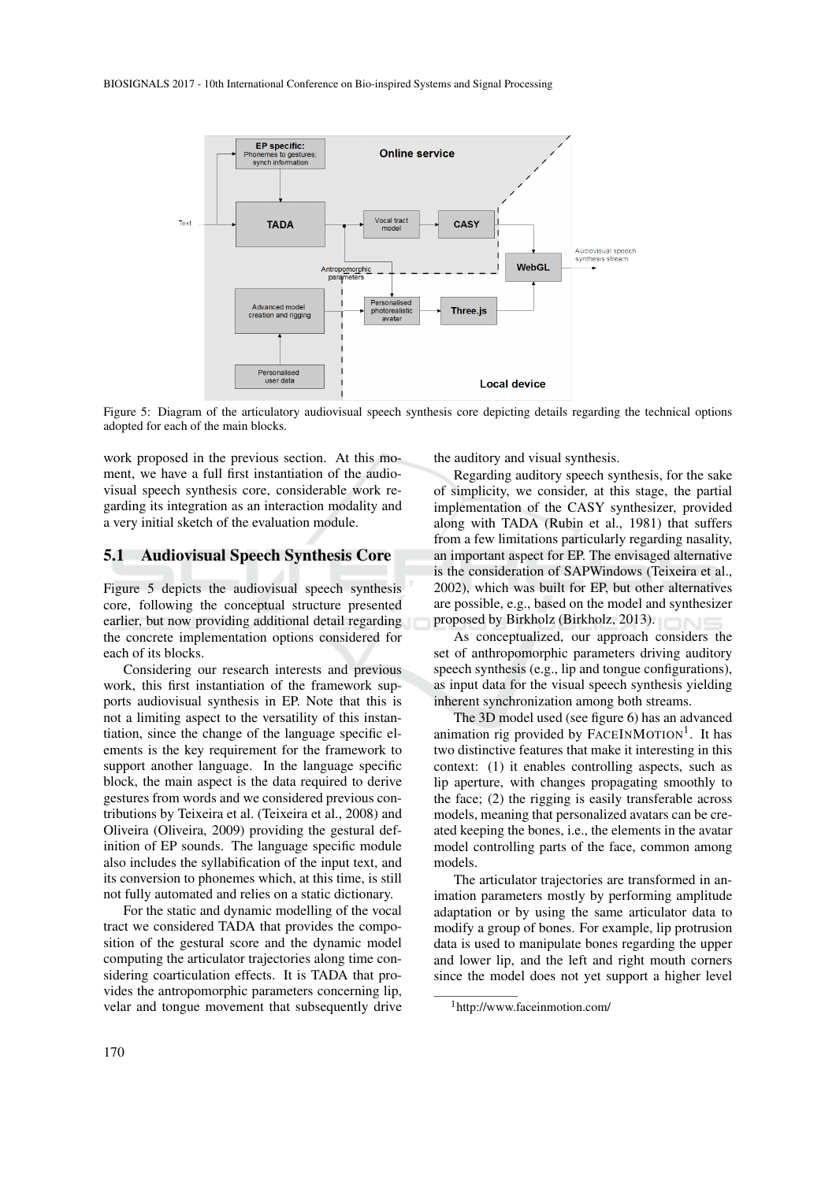Figure 5: Diagram of the articulatory audiovisual speech synthesis core depicting details regarding the technical options adopted for each of the main blocks.

work proposed in the previous section. At this moment, we have a full first instantiation of the audiovisual speech synthesis core, considerable work regarding its integration as an interaction modality and a very initial sketch of the evaluation module.

## 5.1 Audiovisual Speech Synthesis Core

Figure 5 depicts the audiovisual speech synthesis core, following the conceptual structure presented earlier, but now providing additional detail regarding the concrete implementation options considered for each of its blocks.

Considering our research interests and previous work, this first instantiation of the framework supports audiovisual synthesis in EP. Note that this is not a limiting aspect to the versatility of this instantiation, since the change of the language specific elements is the key requirement for the framework to support another language. In the language specific block, the main aspect is the data required to derive gestures from words and we considered previous contributions by Teixeira et al. (Teixeira et al., 2008) and Oliveira (Oliveira, 2009) providing the gestural definition of EP sounds. The language specific module also includes the syllabification of the input text, and its conversion to phonemes which, at this time, is still not fully automated and relies on a static dictionary.

For the static and dynamic modelling of the vocal tract we considered TADA that provides the composition of the gestural score and the dynamic model computing the articulator trajectories along time considering coarticulation effects. It is TADA that provides the antropomorphic parameters concerning lip, velar and tongue movement that subsequently drive the auditory and visual synthesis.

Regarding auditory speech synthesis, for the sake of simplicity, we consider, at this stage, the partial implementation of the CASY synthesizer, provided along with TADA (Rubin et al., 1981) that suffers from a few limitations particularly regarding nasality, an important aspect for EP. The envisaged alternative is the consideration of SAPWindows (Teixeira et al., 2002), which was built for EP, but other alternatives are possible, e.g., based on the model and synthesizer proposed by Birkholz (Birkholz, 2013).

As conceptualized, our approach considers the set of anthropomorphic parameters driving auditory speech synthesis (e.g., lip and tongue configurations), as input data for the visual speech synthesis yielding inherent synchronization among both streams.

The 3D model used (see figure 6) has an advanced animation rig provided by FaceInMotion[1]. It has two distinctive features that make it interesting in this context: (1) it enables controlling aspects, such as lip aperture, with changes propagating smoothly to the face; (2) the rigging is easily transferable across models, meaning that personalized avatars can be created keeping the bones, i.e., the elements in the avatar model controlling parts of the face, common among models.

The articulator trajectories are transformed in animation parameters mostly by performing amplitude adaptation or by using the same articulator data to modify a group of bones. For example, lip protrusion data is used to manipulate bones regarding the upper and lower lip, and the left and right mouth corners since the model does not yet support a higher level

[1] http://www.faceinmotion.com/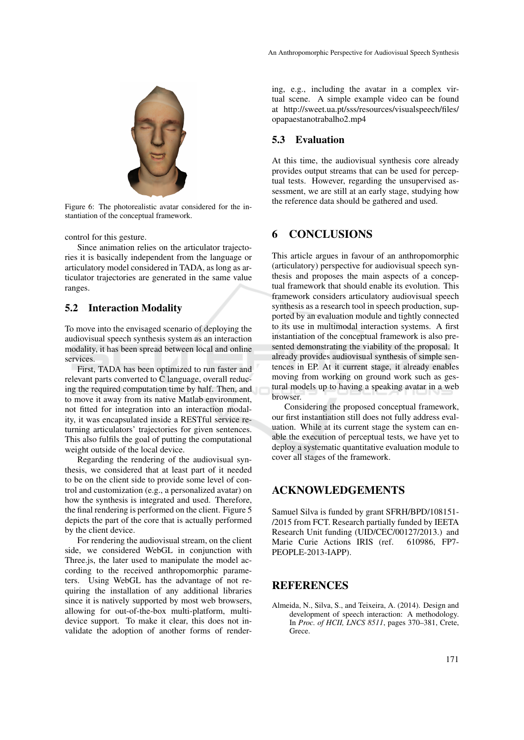Figure 6: The photorealistic avatar considered for the instantiation of the conceptual framework.

control for this gesture.

Since animation relies on the articulator trajectories it is basically independent from the language or articulatory model considered in TADA, as long as articulator trajectories are generated in the same value ranges.

### 5.2 Interaction Modality

To move into the envisaged scenario of deploying the audiovisual speech synthesis system as an interaction modality, it has been spread between local and online services.

First, TADA has been optimized to run faster and relevant parts converted to C language, overall reducing the required computation time by half. Then, and to move it away from its native Matlab environment, not fitted for integration into an interaction modality, it was encapsulated inside a RESTful service returning articulators' trajectories for given sentences. This also fulfils the goal of putting the computational weight outside of the local device.

Regarding the rendering of the audiovisual synthesis, we considered that at least part of it needed to be on the client side to provide some level of control and customization (e.g., a personalized avatar) on how the synthesis is integrated and used. Therefore, the final rendering is performed on the client. Figure 5 depicts the part of the core that is actually performed by the client device.

For rendering the audiovisual stream, on the client side, we considered WebGL in conjunction with Three.js, the later used to manipulate the model according to the received anthropomorphic parameters. Using WebGL has the advantage of not requiring the installation of any additional libraries since it is natively supported by most web browsers, allowing for out-of-the-box multi-platform, multi-device support. To make it clear, this does not invalidate the adoption of another forms of rendering, e.g., including the avatar in a complex virtual scene. A simple example video can be found at http://sweet.ua.pt/sss/resources/visualspeech/files/opapaestanotrabalho2.mp4

### 5.3 Evaluation

At this time, the audiovisual synthesis core already provides output streams that can be used for perceptual tests. However, regarding the unsupervised assessment, we are still at an early stage, studying how the reference data should be gathered and used.

## 6 CONCLUSIONS

This article argues in favour of an anthropomorphic (articulatory) perspective for audiovisual speech synthesis and proposes the main aspects of a conceptual framework that should enable its evolution. This framework considers articulatory audiovisual speech synthesis as a research tool in speech production, supported by an evaluation module and tightly connected to its use in multimodal interaction systems. A first instantiation of the conceptual framework is also presented demonstrating the viability of the proposal. It already provides audiovisual synthesis of simple sentences in EP. At it current stage, it already enables moving from working on ground work such as gestural models up to having a speaking avatar in a web browser.

Considering the proposed conceptual framework, our first instantiation still does not fully address evaluation. While at its current stage the system can enable the execution of perceptual tests, we have yet to deploy a systematic quantitative evaluation module to cover all stages of the framework.

## ACKNOWLEDGEMENTS

Samuel Silva is funded by grant SFRH/BPD/108151-/2015 from FCT. Research partially funded by IEETA Research Unit funding (UID/CEC/00127/2013.) and Marie Curie Actions IRIS (ref. 610986, FP7-PEOPLE-2013-IAPP).

## REFERENCES

Almeida, N., Silva, S., and Teixeira, A. (2014). Design and development of speech interaction: A methodology. In *Proc. of HCII, LNCS 8511*, pages 370–381, Crete, Grece.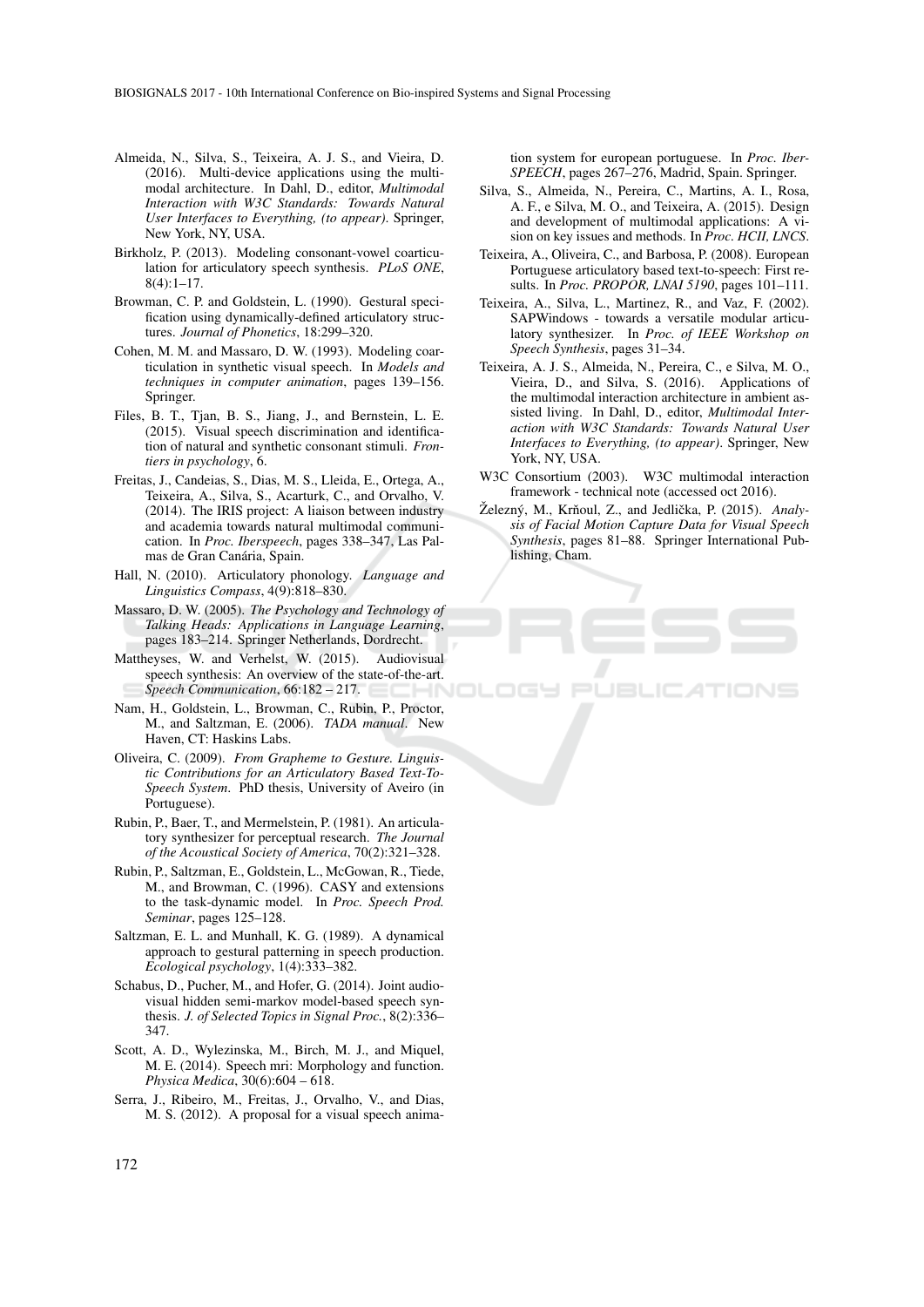Almeida, N., Silva, S., Teixeira, A. J. S., and Vieira, D. (2016). Multi-device applications using the multimodal architecture. In Dahl, D., editor, *Multimodal Interaction with W3C Standards: Towards Natural User Interfaces to Everything, (to appear)*. Springer, New York, NY, USA.

Birkholz, P. (2013). Modeling consonant-vowel coarticulation for articulatory speech synthesis. *PLoS ONE*, 8(4):1–17.

Browman, C. P. and Goldstein, L. (1990). Gestural specification using dynamically-defined articulatory structures. *Journal of Phonetics*, 18:299–320.

Cohen, M. M. and Massaro, D. W. (1993). Modeling coarticulation in synthetic visual speech. In *Models and techniques in computer animation*, pages 139–156. Springer.

Files, B. T., Tjan, B. S., Jiang, J., and Bernstein, L. E. (2015). Visual speech discrimination and identification of natural and synthetic consonant stimuli. *Frontiers in psychology*, 6.

Freitas, J., Candeias, S., Dias, M. S., Lleida, E., Ortega, A., Teixeira, A., Silva, S., Acarturk, C., and Orvalho, V. (2014). The IRIS project: A liaison between industry and academia towards natural multimodal communication. In *Proc. Iberspeech*, pages 338–347, Las Palmas de Gran Canária, Spain.

Hall, N. (2010). Articulatory phonology. *Language and Linguistics Compass*, 4(9):818–830.

Massaro, D. W. (2005). *The Psychology and Technology of Talking Heads: Applications in Language Learning*, pages 183–214. Springer Netherlands, Dordrecht.

Mattheyses, W. and Verhelst, W. (2015). Audiovisual speech synthesis: An overview of the state-of-the-art. *Speech Communication*, 66:182 – 217.

Nam, H., Goldstein, L., Browman, C., Rubin, P., Proctor, M., and Saltzman, E. (2006). *TADA manual*. New Haven, CT: Haskins Labs.

Oliveira, C. (2009). *From Grapheme to Gesture. Linguistic Contributions for an Articulatory Based Text-To-Speech System*. PhD thesis, University of Aveiro (in Portuguese).

Rubin, P., Baer, T., and Mermelstein, P. (1981). An articulatory synthesizer for perceptual research. *The Journal of the Acoustical Society of America*, 70(2):321–328.

Rubin, P., Saltzman, E., Goldstein, L., McGowan, R., Tiede, M., and Browman, C. (1996). CASY and extensions to the task-dynamic model. In *Proc. Speech Prod. Seminar*, pages 125–128.

Saltzman, E. L. and Munhall, K. G. (1989). A dynamical approach to gestural patterning in speech production. *Ecological psychology*, 1(4):333–382.

Schabus, D., Pucher, M., and Hofer, G. (2014). Joint audiovisual hidden semi-markov model-based speech synthesis. *J. of Selected Topics in Signal Proc.*, 8(2):336–347.

Scott, A. D., Wylezinska, M., Birch, M. J., and Miquel, M. E. (2014). Speech mri: Morphology and function. *Physica Medica*, 30(6):604 – 618.

Serra, J., Ribeiro, M., Freitas, J., Orvalho, V., and Dias, M. S. (2012). A proposal for a visual speech animation system for european portuguese. In *Proc. IberSPEECH*, pages 267–276, Madrid, Spain. Springer.

Silva, S., Almeida, N., Pereira, C., Martins, A. I., Rosa, A. F., e Silva, M. O., and Teixeira, A. (2015). Design and development of multimodal applications: A vision on key issues and methods. In *Proc. HCII, LNCS*.

Teixeira, A., Oliveira, C., and Barbosa, P. (2008). European Portuguese articulatory based text-to-speech: First results. In *Proc. PROPOR, LNAI 5190*, pages 101–111.

Teixeira, A., Silva, L., Martinez, R., and Vaz, F. (2002). SAPWindows - towards a versatile modular articulatory synthesizer. In *Proc. of IEEE Workshop on Speech Synthesis*, pages 31–34.

Teixeira, A. J. S., Almeida, N., Pereira, C., e Silva, M. O., Vieira, D., and Silva, S. (2016). Applications of the multimodal interaction architecture in ambient assisted living. In Dahl, D., editor, *Multimodal Interaction with W3C Standards: Towards Natural User Interfaces to Everything, (to appear)*. Springer, New York, NY, USA.

W3C Consortium (2003). W3C multimodal interaction framework - technical note (accessed oct 2016).

Železný, M., Krňoul, Z., and Jedlička, P. (2015). *Analysis of Facial Motion Capture Data for Visual Speech Synthesis*, pages 81–88. Springer International Publishing, Cham.